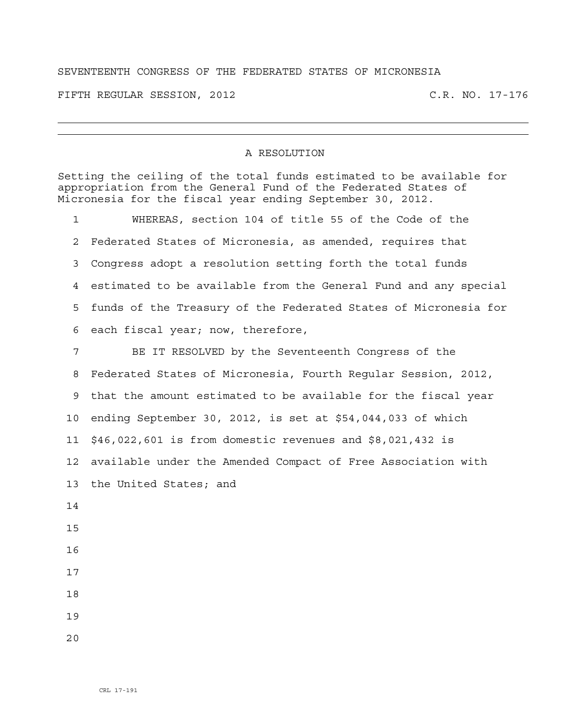SEVENTEENTH CONGRESS OF THE FEDERATED STATES OF MICRONESIA

FIFTH REGULAR SESSION, 2012 C.R. NO. 17-176

---

A RESOLUTION

Setting the ceiling of the total funds estimated to be available for appropriation from the General Fund of the Federated States of Micronesia for the fiscal year ending September 30, 2012.

WHEREAS, section 104 of title 55 of the Code of the Federated States of Micronesia, as amended, requires that Congress adopt a resolution setting forth the total funds estimated to be available from the General Fund and any special funds of the Treasury of the Federated States of Micronesia for each fiscal year; now, therefore,

BE IT RESOLVED by the Seventeenth Congress of the Federated States of Micronesia, Fourth Regular Session, 2012, that the amount estimated to be available for the fiscal year ending September 30, 2012, is set at $54,044,033 of which $46,022,601 is from domestic revenues and $8,021,432 is available under the Amended Compact of Free Association with the United States; and

CRL 17-191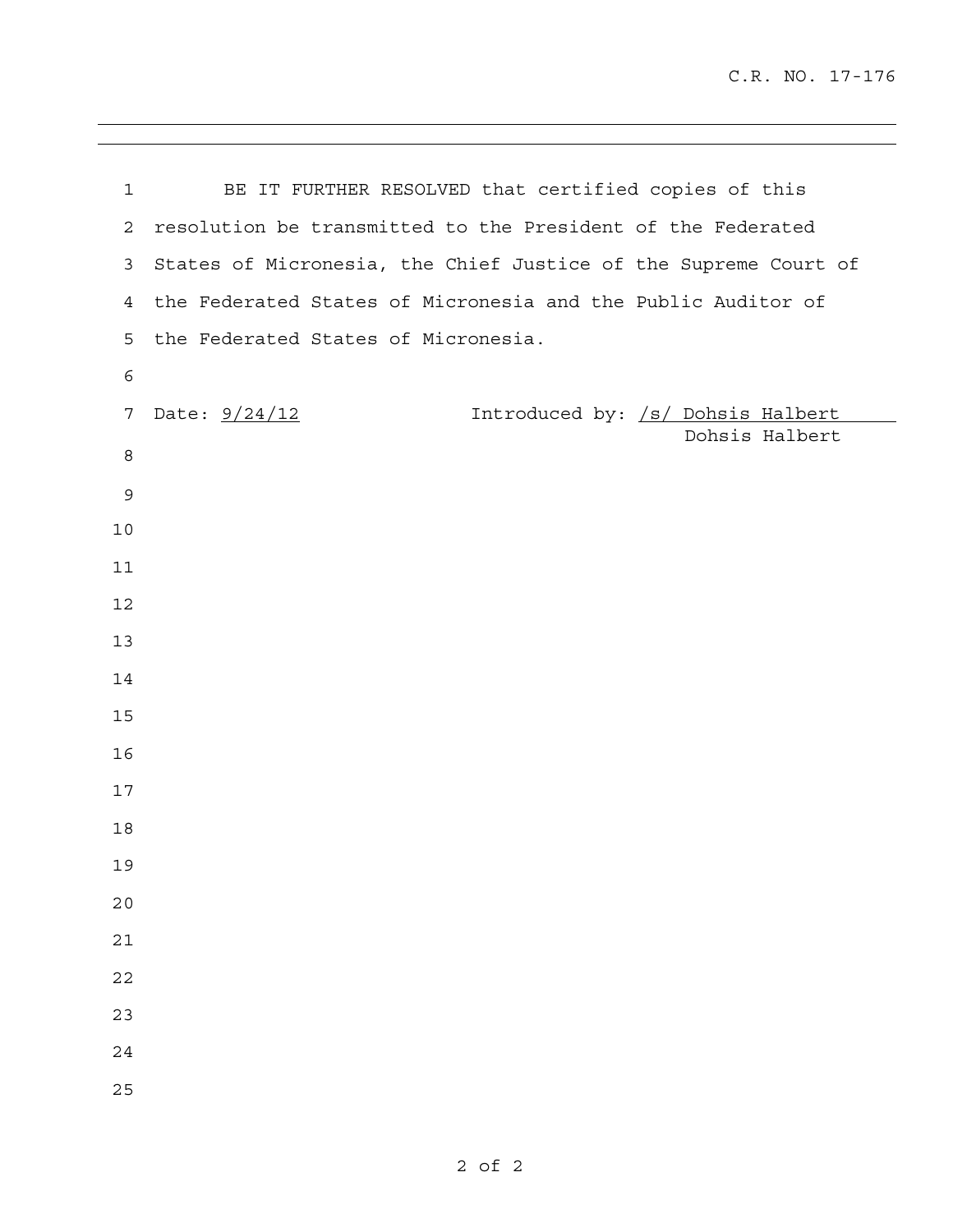BE IT FURTHER RESOLVED that certified copies of this resolution be transmitted to the President of the Federated States of Micronesia, the Chief Justice of the Supreme Court of the Federated States of Micronesia and the Public Auditor of the Federated States of Micronesia.

Date: 9/24/12

Introduced by: /s/ Dohsis Halbert
Dohsis Halbert